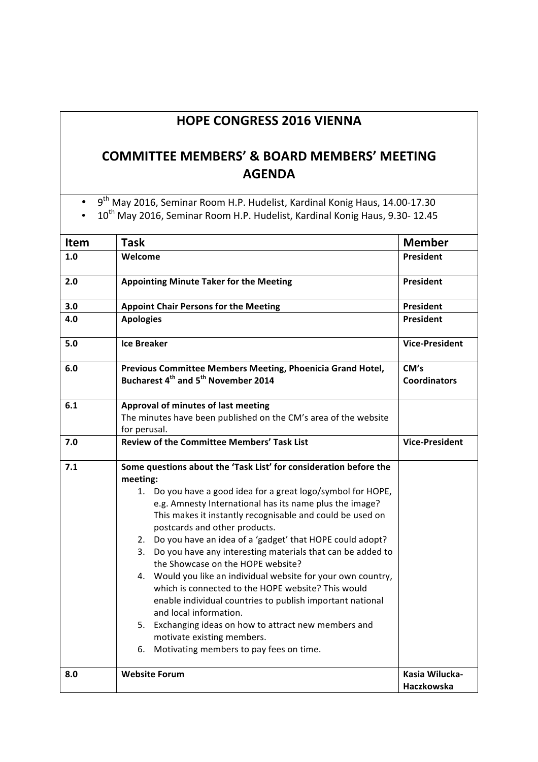# HOPE CONGRESS 2016 VIENNA

## COMMITTEE MEMBERS' & BOARD MEMBERS' MEETING AGENDA

- 9th May 2016, Seminar Room H.P. Hudelist, Kardinal Konig Haus, 14.00-17.30
- 10th May 2016, Seminar Room H.P. Hudelist, Kardinal Konig Haus, 9.30- 12.45

| Item | Task | Member |
|---|---|---|
| **1.0** | **Welcome** | **President** |
| **2.0** | **Appointing Minute Taker for the Meeting** | **President** |
| **3.0** | **Appoint Chair Persons for the Meeting** | **President** |
| **4.0** | **Apologies** | **President** |
| **5.0** | **Ice Breaker** | **Vice-President** |
| **6.0** | **Previous Committee Members Meeting, Phoenicia Grand Hotel, Bucharest 4th and 5th November 2014** | **CM's Coordinators** |
| **6.1** | **Approval of minutes of last meeting**<br>The minutes have been published on the CM's area of the website for perusal. | |
| **7.0** | **Review of the Committee Members' Task List** | **Vice-President** |
| **7.1** | **Some questions about the 'Task List' for consideration before the meeting:**<br>1. Do you have a good idea for a great logo/symbol for HOPE, e.g. Amnesty International has its name plus the image? This makes it instantly recognisable and could be used on postcards and other products.<br>2. Do you have an idea of a 'gadget' that HOPE could adopt?<br>3. Do you have any interesting materials that can be added to the Showcase on the HOPE website?<br>4. Would you like an individual website for your own country, which is connected to the HOPE website? This would enable individual countries to publish important national and local information.<br>5. Exchanging ideas on how to attract new members and motivate existing members.<br>6. Motivating members to pay fees on time. | |
| **8.0** | **Website Forum** | **Kasia Wilucka-Haczkowska** |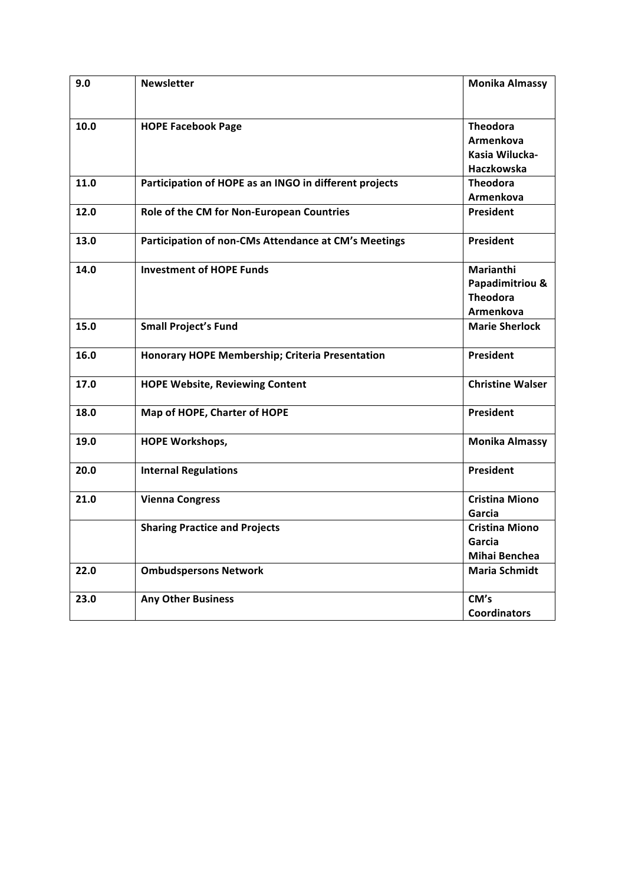| | | |
|---|---|---|
| **9.0** | **Newsletter** | **Monika Almassy** |
| **10.0** | **HOPE Facebook Page** | **Theodora Armenkova Kasia Wilucka-Haczkowska** |
| **11.0** | **Participation of HOPE as an INGO in different projects** | **Theodora Armenkova** |
| **12.0** | **Role of the CM for Non-European Countries** | **President** |
| **13.0** | **Participation of non-CMs Attendance at CM's Meetings** | **President** |
| **14.0** | **Investment of HOPE Funds** | **Marianthi Papadimitriou & Theodora Armenkova** |
| **15.0** | **Small Project's Fund** | **Marie Sherlock** |
| **16.0** | **Honorary HOPE Membership; Criteria Presentation** | **President** |
| **17.0** | **HOPE Website, Reviewing Content** | **Christine Walser** |
| **18.0** | **Map of HOPE, Charter of HOPE** | **President** |
| **19.0** | **HOPE Workshops,** | **Monika Almassy** |
| **20.0** | **Internal Regulations** | **President** |
| **21.0** | **Vienna Congress** | **Cristina Miono Garcia** |
| | **Sharing Practice and Projects** | **Cristina Miono Garcia Mihai Benchea** |
| **22.0** | **Ombudspersons Network** | **Maria Schmidt** |
| **23.0** | **Any Other Business** | **CM's Coordinators** |